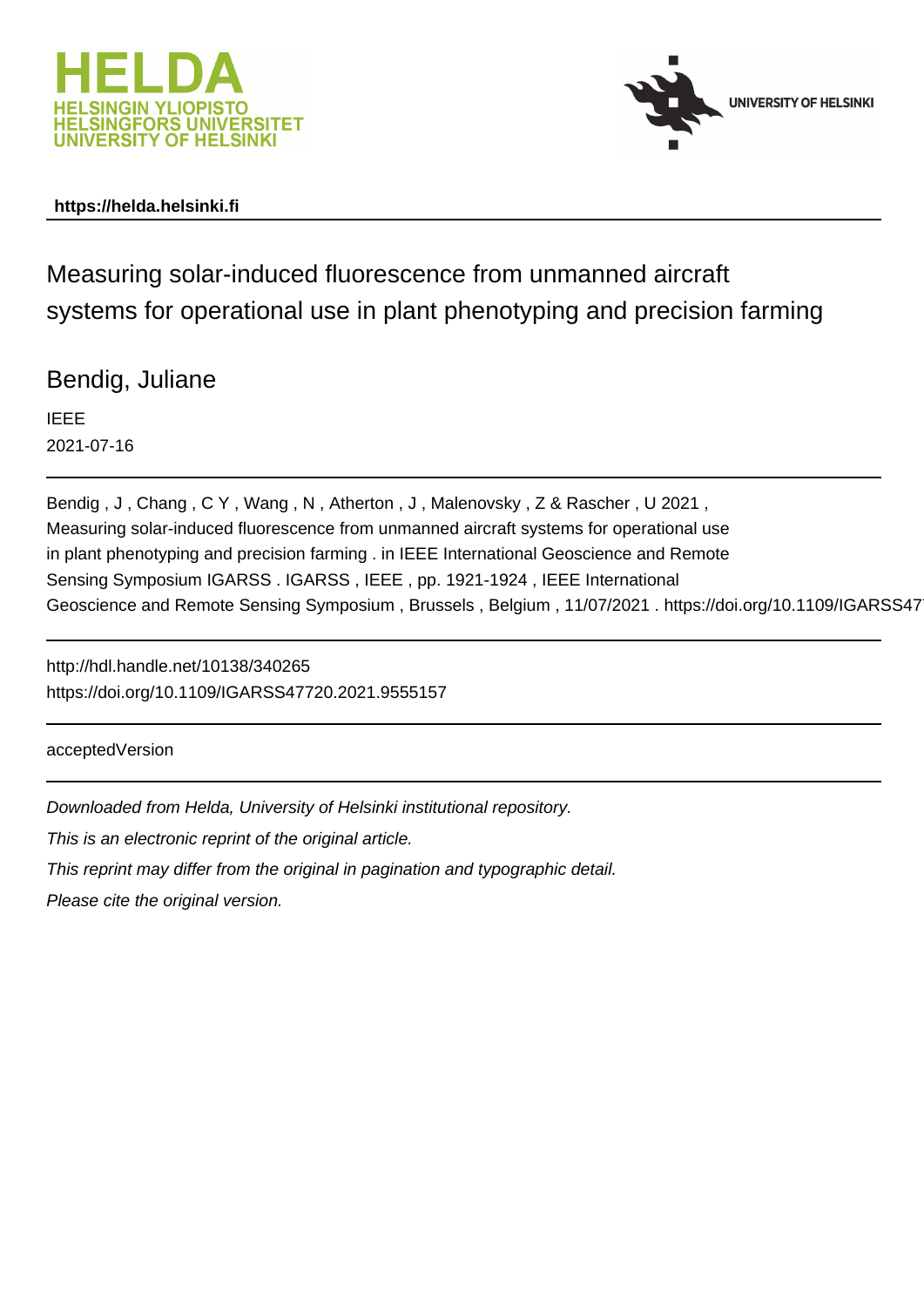HELDA
HELSINGIN YLIOPISTO
HELSINGFORS UNIVERSITET
UNIVERSITY OF HELSINKI

UNIVERSITY OF HELSINKI

**https://helda.helsinki.fi**

# Measuring solar-induced fluorescence from unmanned aircraft systems for operational use in plant phenotyping and precision farming

Bendig, Juliane

IEEE

2021-07-16

Bendig , J , Chang , C Y , Wang , N , Atherton , J , Malenovsky , Z & Rascher , U 2021 , Measuring solar-induced fluorescence from unmanned aircraft systems for operational use in plant phenotyping and precision farming . in IEEE International Geoscience and Remote Sensing Symposium IGARSS . IGARSS , IEEE , pp. 1921-1924 , IEEE International Geoscience and Remote Sensing Symposium , Brussels , Belgium , 11/07/2021 . https://doi.org/10.1109/IGARSS47

http://hdl.handle.net/10138/340265
https://doi.org/10.1109/IGARSS47720.2021.9555157

acceptedVersion

*Downloaded from Helda, University of Helsinki institutional repository.*

*This is an electronic reprint of the original article.*

*This reprint may differ from the original in pagination and typographic detail.*

*Please cite the original version.*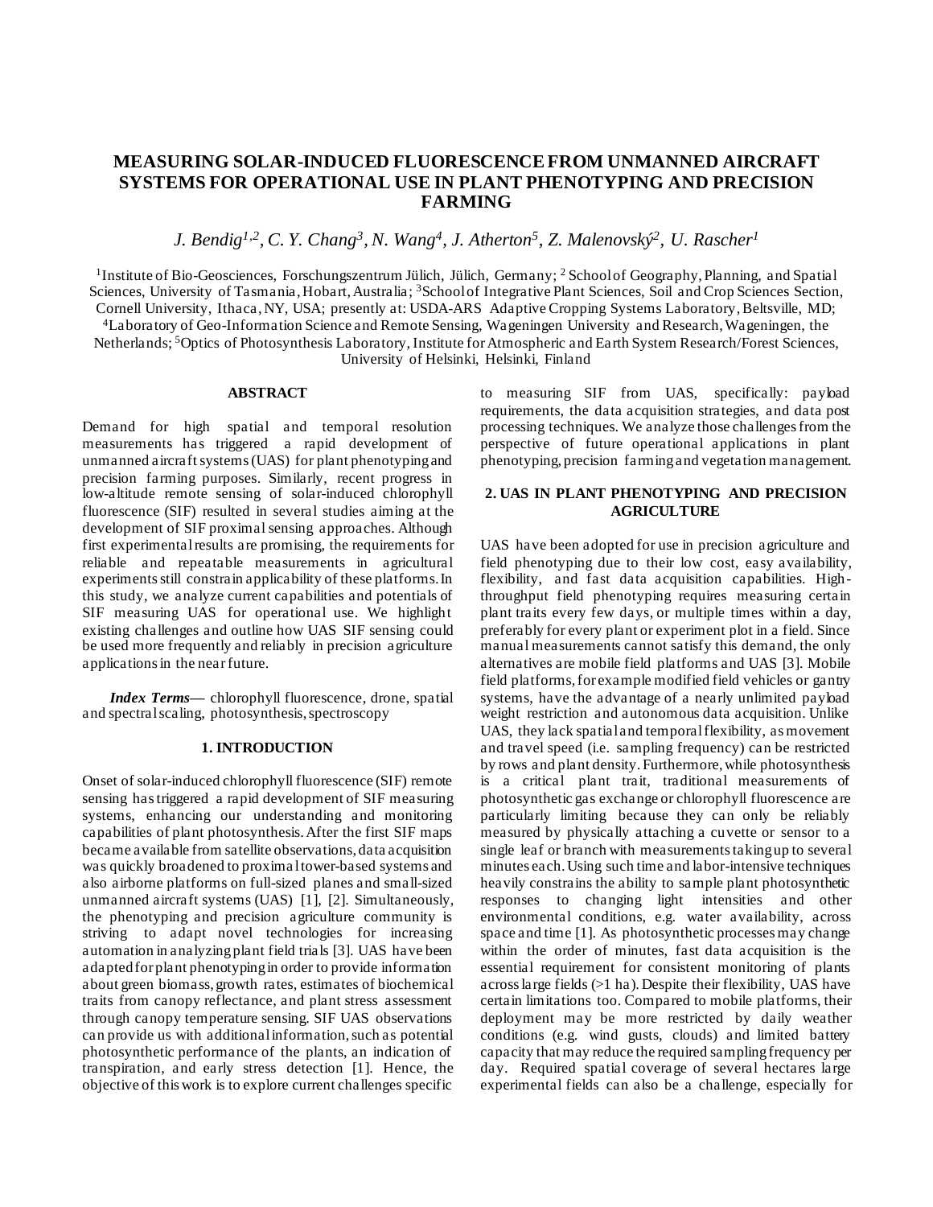# MEASURING SOLAR-INDUCED FLUORESCENCE FROM UNMANNED AIRCRAFT SYSTEMS FOR OPERATIONAL USE IN PLANT PHENOTYPING AND PRECISION FARMING

*J. Bendig[1,2], C. Y. Chang[3], N. Wang[4], J. Atherton[5], Z. Malenovský[2], U. Rascher[1]*

[1]Institute of Bio-Geosciences, Forschungszentrum Jülich, Jülich, Germany; [2] School of Geography, Planning, and Spatial Sciences, University of Tasmania, Hobart, Australia; [3]School of Integrative Plant Sciences, Soil and Crop Sciences Section, Cornell University, Ithaca, NY, USA; presently at: USDA-ARS Adaptive Cropping Systems Laboratory, Beltsville, MD; [4]Laboratory of Geo-Information Science and Remote Sensing, Wageningen University and Research, Wageningen, the Netherlands; [5]Optics of Photosynthesis Laboratory, Institute for Atmospheric and Earth System Research/Forest Sciences, University of Helsinki, Helsinki, Finland

## ABSTRACT

Demand for high spatial and temporal resolution measurements has triggered a rapid development of unmanned aircraft systems (UAS) for plant phenotyping and precision farming purposes. Similarly, recent progress in low-altitude remote sensing of solar-induced chlorophyll fluorescence (SIF) resulted in several studies aiming at the development of SIF proximal sensing approaches. Although first experimental results are promising, the requirements for reliable and repeatable measurements in agricultural experiments still constrain applicability of these platforms. In this study, we analyze current capabilities and potentials of SIF measuring UAS for operational use. We highlight existing challenges and outline how UAS SIF sensing could be used more frequently and reliably in precision agriculture applications in the near future.

***Index Terms*—** chlorophyll fluorescence, drone, spatial and spectral scaling, photosynthesis, spectroscopy

## 1. INTRODUCTION

Onset of solar-induced chlorophyll fluorescence (SIF) remote sensing has triggered a rapid development of SIF measuring systems, enhancing our understanding and monitoring capabilities of plant photosynthesis. After the first SIF maps became available from satellite observations, data acquisition was quickly broadened to proximal tower-based systems and also airborne platforms on full-sized planes and small-sized unmanned aircraft systems (UAS) [1], [2]. Simultaneously, the phenotyping and precision agriculture community is striving to adapt novel technologies for increasing automation in analyzing plant field trials [3]. UAS have been adapted for plant phenotyping in order to provide information about green biomass, growth rates, estimates of biochemical traits from canopy reflectance, and plant stress assessment through canopy temperature sensing. SIF UAS observations can provide us with additional information, such as potential photosynthetic performance of the plants, an indication of transpiration, and early stress detection [1]. Hence, the objective of this work is to explore current challenges specific to measuring SIF from UAS, specifically: payload requirements, the data acquisition strategies, and data post processing techniques. We analyze those challenges from the perspective of future operational applications in plant phenotyping, precision farming and vegetation management.

## 2. UAS IN PLANT PHENOTYPING AND PRECISION AGRICULTURE

UAS have been adopted for use in precision agriculture and field phenotyping due to their low cost, easy availability, flexibility, and fast data acquisition capabilities. High-throughput field phenotyping requires measuring certain plant traits every few days, or multiple times within a day, preferably for every plant or experiment plot in a field. Since manual measurements cannot satisfy this demand, the only alternatives are mobile field platforms and UAS [3]. Mobile field platforms, for example modified field vehicles or gantry systems, have the advantage of a nearly unlimited payload weight restriction and autonomous data acquisition. Unlike UAS, they lack spatial and temporal flexibility, as movement and travel speed (i.e. sampling frequency) can be restricted by rows and plant density. Furthermore, while photosynthesis is a critical plant trait, traditional measurements of photosynthetic gas exchange or chlorophyll fluorescence are particularly limiting because they can only be reliably measured by physically attaching a cuvette or sensor to a single leaf or branch with measurements taking up to several minutes each. Using such time and labor-intensive techniques heavily constrains the ability to sample plant photosynthetic responses to changing light intensities and other environmental conditions, e.g. water availability, across space and time [1]. As photosynthetic processes may change within the order of minutes, fast data acquisition is the essential requirement for consistent monitoring of plants across large fields (>1 ha). Despite their flexibility, UAS have certain limitations too. Compared to mobile platforms, their deployment may be more restricted by daily weather conditions (e.g. wind gusts, clouds) and limited battery capacity that may reduce the required sampling frequency per day. Required spatial coverage of several hectares large experimental fields can also be a challenge, especially for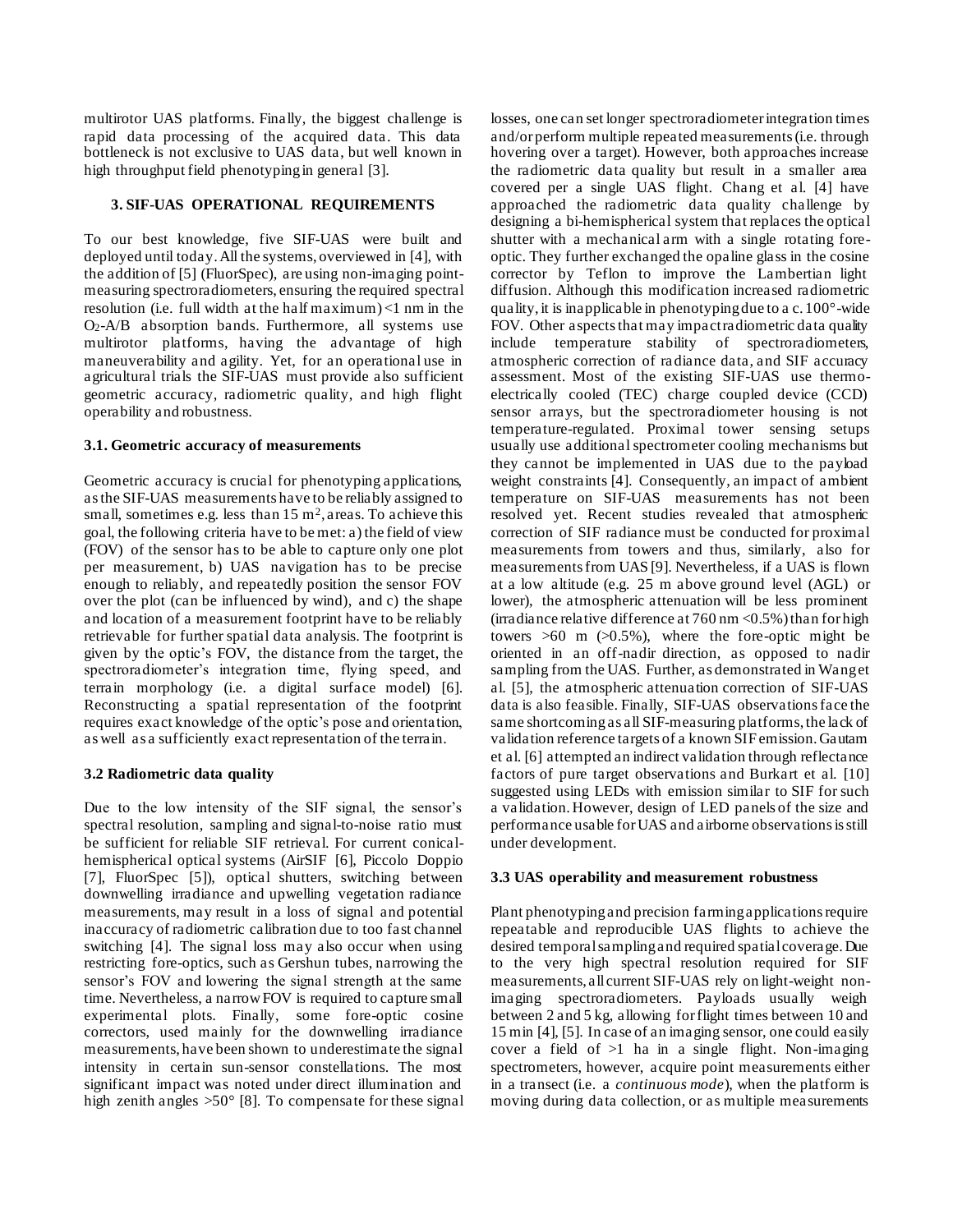multirotor UAS platforms. Finally, the biggest challenge is rapid data processing of the acquired data. This data bottleneck is not exclusive to UAS data, but well known in high throughput field phenotyping in general [3].

## 3. SIF-UAS OPERATIONAL REQUIREMENTS

To our best knowledge, five SIF-UAS were built and deployed until today. All the systems, overviewed in [4], with the addition of [5] (FluorSpec), are using non-imaging point-measuring spectroradiometers, ensuring the required spectral resolution (i.e. full width at the half maximum) <1 nm in the $O_2$-A/B absorption bands. Furthermore, all systems use multirotor platforms, having the advantage of high maneuverability and agility. Yet, for an operational use in agricultural trials the SIF-UAS must provide also sufficient geometric accuracy, radiometric quality, and high flight operability and robustness.

### 3.1. Geometric accuracy of measurements

Geometric accuracy is crucial for phenotyping applications, as the SIF-UAS measurements have to be reliably assigned to small, sometimes e.g. less than 15 m$^2$, areas. To achieve this goal, the following criteria have to be met: a) the field of view (FOV) of the sensor has to be able to capture only one plot per measurement, b) UAS navigation has to be precise enough to reliably, and repeatedly position the sensor FOV over the plot (can be influenced by wind), and c) the shape and location of a measurement footprint have to be reliably retrievable for further spatial data analysis. The footprint is given by the optic's FOV, the distance from the target, the spectroradiometer's integration time, flying speed, and terrain morphology (i.e. a digital surface model) [6]. Reconstructing a spatial representation of the footprint requires exact knowledge of the optic's pose and orientation, as well as a sufficiently exact representation of the terrain.

### 3.2 Radiometric data quality

Due to the low intensity of the SIF signal, the sensor's spectral resolution, sampling and signal-to-noise ratio must be sufficient for reliable SIF retrieval. For current conical-hemispherical optical systems (AirSIF [6], Piccolo Doppio [7], FluorSpec [5]), optical shutters, switching between downwelling irradiance and upwelling vegetation radiance measurements, may result in a loss of signal and potential inaccuracy of radiometric calibration due to too fast channel switching [4]. The signal loss may also occur when using restricting fore-optics, such as Gershun tubes, narrowing the sensor's FOV and lowering the signal strength at the same time. Nevertheless, a narrow FOV is required to capture small experimental plots. Finally, some fore-optic cosine correctors, used mainly for the downwelling irradiance measurements, have been shown to underestimate the signal intensity in certain sun-sensor constellations. The most significant impact was noted under direct illumination and high zenith angles >50° [8]. To compensate for these signal losses, one can set longer spectroradiometer integration times and/or perform multiple repeated measurements (i.e. through hovering over a target). However, both approaches increase the radiometric data quality but result in a smaller area covered per a single UAS flight. Chang et al. [4] have approached the radiometric data quality challenge by designing a bi-hemispherical system that replaces the optical shutter with a mechanical arm with a single rotating fore-optic. They further exchanged the opaline glass in the cosine corrector by Teflon to improve the Lambertian light diffusion. Although this modification increased radiometric quality, it is inapplicable in phenotyping due to a c. 100°-wide FOV. Other aspects that may impact radiometric data quality include temperature stability of spectroradiometers, atmospheric correction of radiance data, and SIF accuracy assessment. Most of the existing SIF-UAS use thermo-electrically cooled (TEC) charge coupled device (CCD) sensor arrays, but the spectroradiometer housing is not temperature-regulated. Proximal tower sensing setups usually use additional spectrometer cooling mechanisms but they cannot be implemented in UAS due to the payload weight constraints [4]. Consequently, an impact of ambient temperature on SIF-UAS measurements has not been resolved yet. Recent studies revealed that atmospheric correction of SIF radiance must be conducted for proximal measurements from towers and thus, similarly, also for measurements from UAS [9]. Nevertheless, if a UAS is flown at a low altitude (e.g. 25 m above ground level (AGL) or lower), the atmospheric attenuation will be less prominent (irradiance relative difference at 760 nm <0.5%) than for high towers >60 m (>0.5%), where the fore-optic might be oriented in an off-nadir direction, as opposed to nadir sampling from the UAS. Further, as demonstrated in Wang et al. [5], the atmospheric attenuation correction of SIF-UAS data is also feasible. Finally, SIF-UAS observations face the same shortcoming as all SIF-measuring platforms, the lack of validation reference targets of a known SIF emission. Gautam et al. [6] attempted an indirect validation through reflectance factors of pure target observations and Burkart et al. [10] suggested using LEDs with emission similar to SIF for such a validation. However, design of LED panels of the size and performance usable for UAS and airborne observations is still under development.

### 3.3 UAS operability and measurement robustness

Plant phenotyping and precision farming applications require repeatable and reproducible UAS flights to achieve the desired temporal sampling and required spatial coverage. Due to the very high spectral resolution required for SIF measurements, all current SIF-UAS rely on light-weight non-imaging spectroradiometers. Payloads usually weigh between 2 and 5 kg, allowing for flight times between 10 and 15 min [4], [5]. In case of an imaging sensor, one could easily cover a field of >1 ha in a single flight. Non-imaging spectrometers, however, acquire point measurements either in a transect (i.e. a *continuous mode*), when the platform is moving during data collection, or as multiple measurements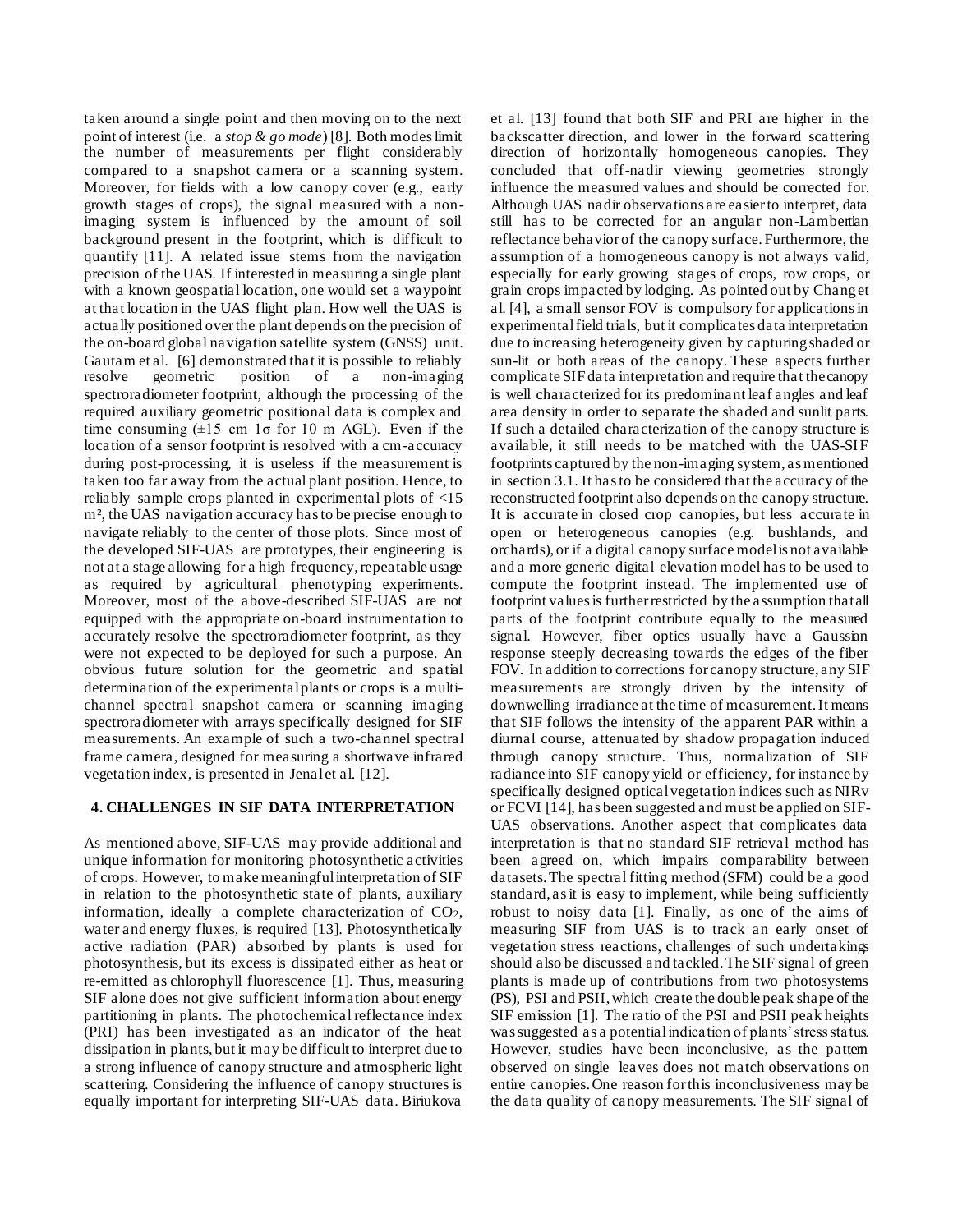taken around a single point and then moving on to the next point of interest (i.e. a *stop & go mode*) [8]. Both modes limit the number of measurements per flight considerably compared to a snapshot camera or a scanning system. Moreover, for fields with a low canopy cover (e.g., early growth stages of crops), the signal measured with a non-imaging system is influenced by the amount of soil background present in the footprint, which is difficult to quantify [11]. A related issue stems from the navigation precision of the UAS. If interested in measuring a single plant with a known geospatial location, one would set a waypoint at that location in the UAS flight plan. How well the UAS is actually positioned over the plant depends on the precision of the on-board global navigation satellite system (GNSS) unit. Gautam et al. [6] demonstrated that it is possible to reliably resolve geometric position of a non-imaging spectroradiometer footprint, although the processing of the required auxiliary geometric positional data is complex and time consuming (±15 cm 1σ for 10 m AGL). Even if the location of a sensor footprint is resolved with a cm-accuracy during post-processing, it is useless if the measurement is taken too far away from the actual plant position. Hence, to reliably sample crops planted in experimental plots of <15 m², the UAS navigation accuracy has to be precise enough to navigate reliably to the center of those plots. Since most of the developed SIF-UAS are prototypes, their engineering is not at a stage allowing for a high frequency, repeatable usage as required by agricultural phenotyping experiments. Moreover, most of the above-described SIF-UAS are not equipped with the appropriate on-board instrumentation to accurately resolve the spectroradiometer footprint, as they were not expected to be deployed for such a purpose. An obvious future solution for the geometric and spatial determination of the experimental plants or crops is a multi-channel spectral snapshot camera or scanning imaging spectroradiometer with arrays specifically designed for SIF measurements. An example of such a two-channel spectral frame camera, designed for measuring a shortwave infrared vegetation index, is presented in Jenal et al. [12].

## 4. CHALLENGES IN SIF DATA INTERPRETATION

As mentioned above, SIF-UAS may provide additional and unique information for monitoring photosynthetic activities of crops. However, to make meaningful interpretation of SIF in relation to the photosynthetic state of plants, auxiliary information, ideally a complete characterization of $CO_2$, water and energy fluxes, is required [13]. Photosynthetically active radiation (PAR) absorbed by plants is used for photosynthesis, but its excess is dissipated either as heat or re-emitted as chlorophyll fluorescence [1]. Thus, measuring SIF alone does not give sufficient information about energy partitioning in plants. The photochemical reflectance index (PRI) has been investigated as an indicator of the heat dissipation in plants, but it may be difficult to interpret due to a strong influence of canopy structure and atmospheric light scattering. Considering the influence of canopy structures is equally important for interpreting SIF-UAS data. Biriukova et al. [13] found that both SIF and PRI are higher in the backscatter direction, and lower in the forward scattering direction of horizontally homogeneous canopies. They concluded that off-nadir viewing geometries strongly influence the measured values and should be corrected for. Although UAS nadir observations are easier to interpret, data still has to be corrected for an angular non-Lambertian reflectance behavior of the canopy surface. Furthermore, the assumption of a homogeneous canopy is not always valid, especially for early growing stages of crops, row crops, or grain crops impacted by lodging. As pointed out by Chang et al. [4], a small sensor FOV is compulsory for applications in experimental field trials, but it complicates data interpretation due to increasing heterogeneity given by capturing shaded or sun-lit or both areas of the canopy. These aspects further complicate SIF data interpretation and require that the canopy is well characterized for its predominant leaf angles and leaf area density in order to separate the shaded and sunlit parts. If such a detailed characterization of the canopy structure is available, it still needs to be matched with the UAS-SIF footprints captured by the non-imaging system, as mentioned in section 3.1. It has to be considered that the accuracy of the reconstructed footprint also depends on the canopy structure. It is accurate in closed crop canopies, but less accurate in open or heterogeneous canopies (e.g. bushlands, and orchards), or if a digital canopy surface model is not available and a more generic digital elevation model has to be used to compute the footprint instead. The implemented use of footprint values is further restricted by the assumption that all parts of the footprint contribute equally to the measured signal. However, fiber optics usually have a Gaussian response steeply decreasing towards the edges of the fiber FOV. In addition to corrections for canopy structure, any SIF measurements are strongly driven by the intensity of downwelling irradiance at the time of measurement. It means that SIF follows the intensity of the apparent PAR within a diurnal course, attenuated by shadow propagation induced through canopy structure. Thus, normalization of SIF radiance into SIF canopy yield or efficiency, for instance by specifically designed optical vegetation indices such as NIRv or FCVI [14], has been suggested and must be applied on SIF-UAS observations. Another aspect that complicates data interpretation is that no standard SIF retrieval method has been agreed on, which impairs comparability between datasets. The spectral fitting method (SFM) could be a good standard, as it is easy to implement, while being sufficiently robust to noisy data [1]. Finally, as one of the aims of measuring SIF from UAS is to track an early onset of vegetation stress reactions, challenges of such undertakings should also be discussed and tackled. The SIF signal of green plants is made up of contributions from two photosystems (PS), PSI and PSII, which create the double peak shape of the SIF emission [1]. The ratio of the PSI and PSII peak heights was suggested as a potential indication of plants' stress status. However, studies have been inconclusive, as the pattern observed on single leaves does not match observations on entire canopies. One reason for this inconclusiveness may be the data quality of canopy measurements. The SIF signal of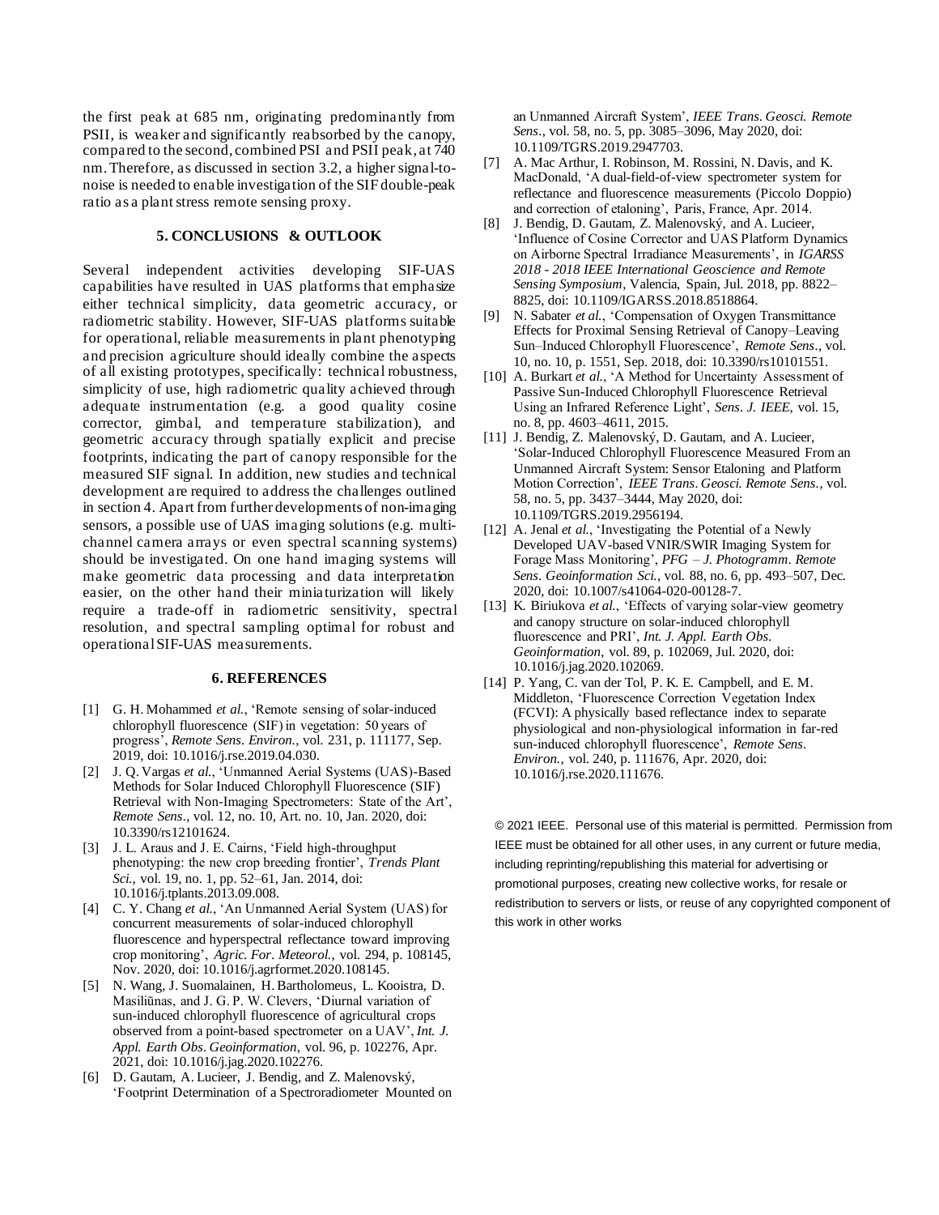the first peak at 685 nm, originating predominantly from PSII, is weaker and significantly reabsorbed by the canopy, compared to the second, combined PSI and PSII peak, at 740 nm. Therefore, as discussed in section 3.2, a higher signal-to-noise is needed to enable investigation of the SIF double-peak ratio as a plant stress remote sensing proxy.

## 5. CONCLUSIONS & OUTLOOK

Several independent activities developing SIF-UAS capabilities have resulted in UAS platforms that emphasize either technical simplicity, data geometric accuracy, or radiometric stability. However, SIF-UAS platforms suitable for operational, reliable measurements in plant phenotyping and precision agriculture should ideally combine the aspects of all existing prototypes, specifically: technical robustness, simplicity of use, high radiometric quality achieved through adequate instrumentation (e.g. a good quality cosine corrector, gimbal, and temperature stabilization), and geometric accuracy through spatially explicit and precise footprints, indicating the part of canopy responsible for the measured SIF signal. In addition, new studies and technical development are required to address the challenges outlined in section 4. Apart from further developments of non-imaging sensors, a possible use of UAS imaging solutions (e.g. multi-channel camera arrays or even spectral scanning systems) should be investigated. On one hand imaging systems will make geometric data processing and data interpretation easier, on the other hand their miniaturization will likely require a trade-off in radiometric sensitivity, spectral resolution, and spectral sampling optimal for robust and operational SIF-UAS measurements.

## 6. REFERENCES

[1] G. H. Mohammed *et al.*, 'Remote sensing of solar-induced chlorophyll fluorescence (SIF) in vegetation: 50 years of progress', *Remote Sens. Environ.*, vol. 231, p. 111177, Sep. 2019, doi: 10.1016/j.rse.2019.04.030.

[2] J. Q. Vargas *et al.*, 'Unmanned Aerial Systems (UAS)-Based Methods for Solar Induced Chlorophyll Fluorescence (SIF) Retrieval with Non-Imaging Spectrometers: State of the Art', *Remote Sens.*, vol. 12, no. 10, Art. no. 10, Jan. 2020, doi: 10.3390/rs12101624.

[3] J. L. Araus and J. E. Cairns, 'Field high-throughput phenotyping: the new crop breeding frontier', *Trends Plant Sci.*, vol. 19, no. 1, pp. 52–61, Jan. 2014, doi: 10.1016/j.tplants.2013.09.008.

[4] C. Y. Chang *et al.*, 'An Unmanned Aerial System (UAS) for concurrent measurements of solar-induced chlorophyll fluorescence and hyperspectral reflectance toward improving crop monitoring', *Agric. For. Meteorol.*, vol. 294, p. 108145, Nov. 2020, doi: 10.1016/j.agrformet.2020.108145.

[5] N. Wang, J. Suomalainen, H. Bartholomeus, L. Kooistra, D. Masiliūnas, and J. G. P. W. Clevers, 'Diurnal variation of sun-induced chlorophyll fluorescence of agricultural crops observed from a point-based spectrometer on a UAV', *Int. J. Appl. Earth Obs. Geoinformation*, vol. 96, p. 102276, Apr. 2021, doi: 10.1016/j.jag.2020.102276.

[6] D. Gautam, A. Lucieer, J. Bendig, and Z. Malenovský, 'Footprint Determination of a Spectroradiometer Mounted on an Unmanned Aircraft System', *IEEE Trans. Geosci. Remote Sens.*, vol. 58, no. 5, pp. 3085–3096, May 2020, doi: 10.1109/TGRS.2019.2947703.

[7] A. Mac Arthur, I. Robinson, M. Rossini, N. Davis, and K. MacDonald, 'A dual-field-of-view spectrometer system for reflectance and fluorescence measurements (Piccolo Doppio) and correction of etaloning', Paris, France, Apr. 2014.

[8] J. Bendig, D. Gautam, Z. Malenovský, and A. Lucieer, 'Influence of Cosine Corrector and UAS Platform Dynamics on Airborne Spectral Irradiance Measurements', in *IGARSS 2018 - 2018 IEEE International Geoscience and Remote Sensing Symposium*, Valencia, Spain, Jul. 2018, pp. 8822–8825, doi: 10.1109/IGARSS.2018.8518864.

[9] N. Sabater *et al.*, 'Compensation of Oxygen Transmittance Effects for Proximal Sensing Retrieval of Canopy–Leaving Sun–Induced Chlorophyll Fluorescence', *Remote Sens.*, vol. 10, no. 10, p. 1551, Sep. 2018, doi: 10.3390/rs10101551.

[10] A. Burkart *et al.*, 'A Method for Uncertainty Assessment of Passive Sun-Induced Chlorophyll Fluorescence Retrieval Using an Infrared Reference Light', *Sens. J. IEEE*, vol. 15, no. 8, pp. 4603–4611, 2015.

[11] J. Bendig, Z. Malenovský, D. Gautam, and A. Lucieer, 'Solar-Induced Chlorophyll Fluorescence Measured From an Unmanned Aircraft System: Sensor Etaloning and Platform Motion Correction', *IEEE Trans. Geosci. Remote Sens.*, vol. 58, no. 5, pp. 3437–3444, May 2020, doi: 10.1109/TGRS.2019.2956194.

[12] A. Jenal *et al.*, 'Investigating the Potential of a Newly Developed UAV-based VNIR/SWIR Imaging System for Forage Mass Monitoring', *PFG – J. Photogramm. Remote Sens. Geoinformation Sci.*, vol. 88, no. 6, pp. 493–507, Dec. 2020, doi: 10.1007/s41064-020-00128-7.

[13] K. Biriukova *et al.*, 'Effects of varying solar-view geometry and canopy structure on solar-induced chlorophyll fluorescence and PRI', *Int. J. Appl. Earth Obs. Geoinformation*, vol. 89, p. 102069, Jul. 2020, doi: 10.1016/j.jag.2020.102069.

[14] P. Yang, C. van der Tol, P. K. E. Campbell, and E. M. Middleton, 'Fluorescence Correction Vegetation Index (FCVI): A physically based reflectance index to separate physiological and non-physiological information in far-red sun-induced chlorophyll fluorescence', *Remote Sens. Environ.*, vol. 240, p. 111676, Apr. 2020, doi: 10.1016/j.rse.2020.111676.

© 2021 IEEE. Personal use of this material is permitted. Permission from IEEE must be obtained for all other uses, in any current or future media, including reprinting/republishing this material for advertising or promotional purposes, creating new collective works, for resale or redistribution to servers or lists, or reuse of any copyrighted component of this work in other works